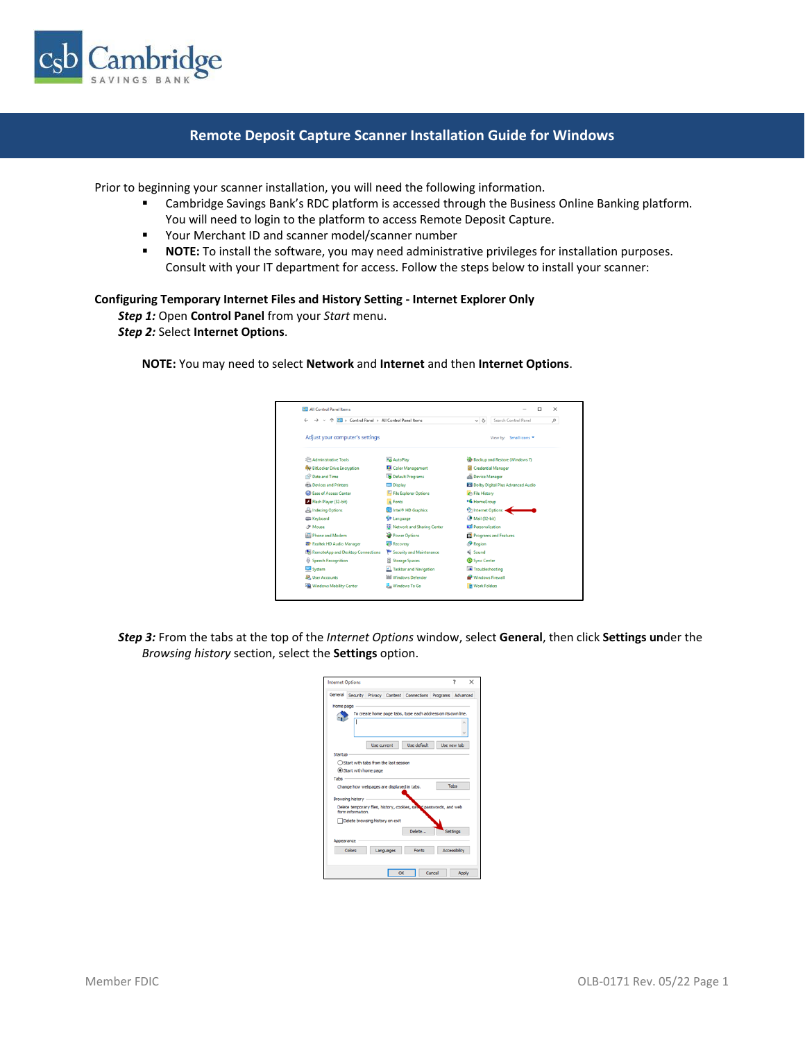# Remote Deposit Capture Scanner Installation Guide for Windows

Prior to beginning your scanner installation, you will need the following information.

- Cambridge Savings Bank's RDC platform is accessed through the Business Online Banking platform. You will need to login to the platform to access Remote Deposit Capture.
- Your Merchant ID and scanner model/scanner number
- **NOTE:** To install the software, you may need administrative privileges for installation purposes. Consult with your IT department for access. Follow the steps below to install your scanner:

**Configuring Temporary Internet Files and History Setting - Internet Explorer Only**

***Step 1:*** Open **Control Panel** from your *Start* menu.

***Step 2:*** Select **Internet Options**.

**NOTE:** You may need to select **Network** and **Internet** and then **Internet Options**.

***Step 3:*** From the tabs at the top of the *Internet Options* window, select **General**, then click **Settings un**der the *Browsing history* section, select the **Settings** option.

Member FDIC

OLB-0171 Rev. 05/22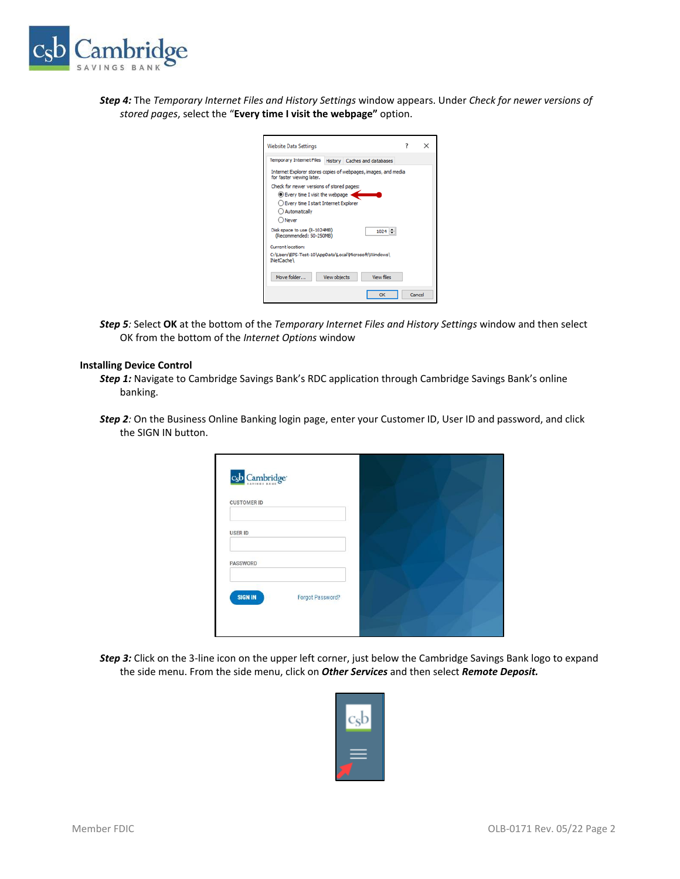***Step 4:*** The *Temporary Internet Files and History Settings* window appears. Under *Check for newer versions of stored pages*, select the "**Every time I visit the webpage"** option.

***Step 5**:* Select **OK** at the bottom of the *Temporary Internet Files and History Settings* window and then select OK from the bottom of the *Internet Options* window

**Installing Device Control**

***Step 1:*** Navigate to Cambridge Savings Bank's RDC application through Cambridge Savings Bank's online banking.

***Step 2**:* On the Business Online Banking login page, enter your Customer ID, User ID and password, and click the SIGN IN button.

***Step 3:*** Click on the 3-line icon on the upper left corner, just below the Cambridge Savings Bank logo to expand the side menu. From the side menu, click on ***Other Services*** and then select ***Remote Deposit.***

Member FDIC

OLB-0171 Rev. 05/22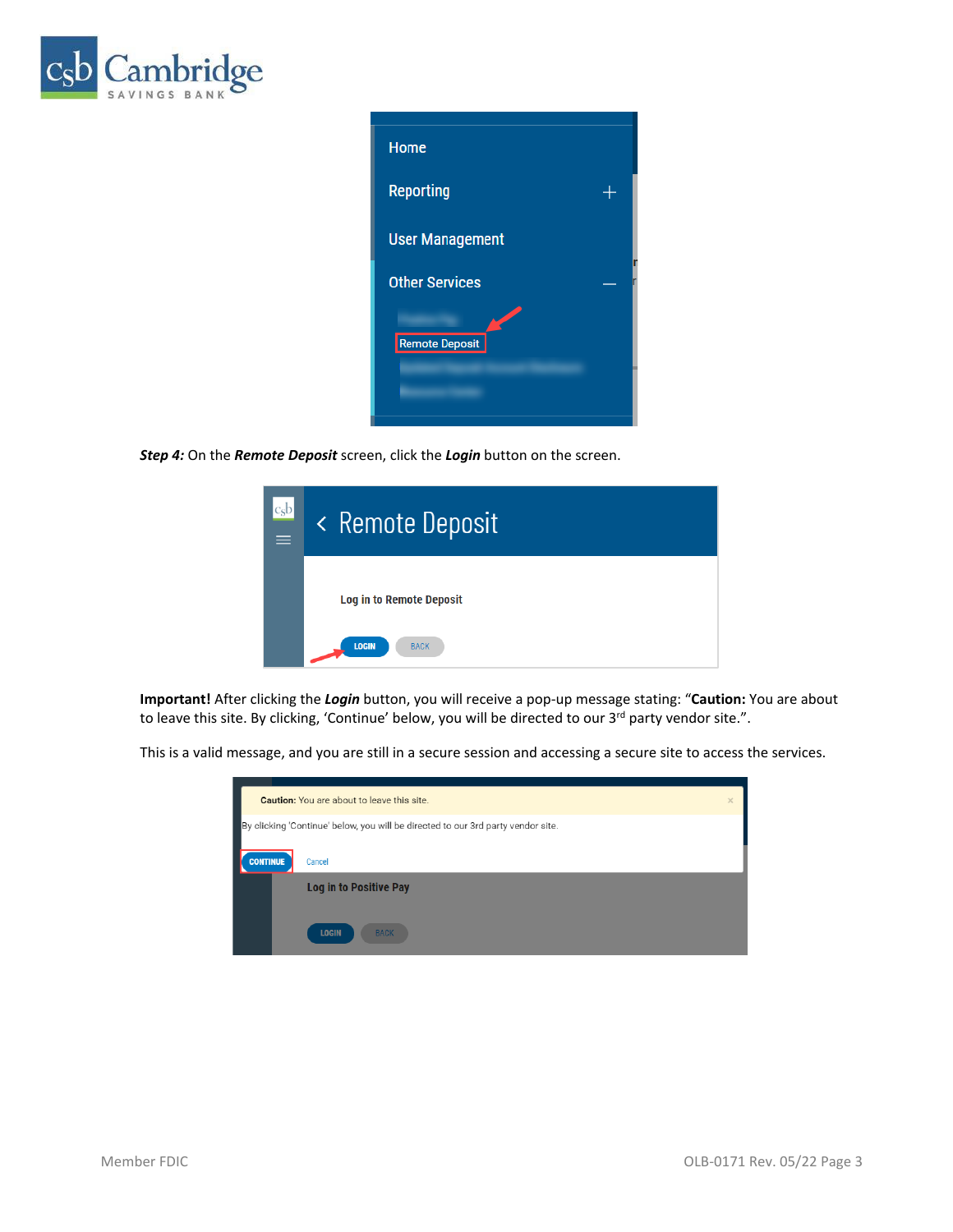***Step 4:*** On the ***Remote Deposit*** screen, click the ***Login*** button on the screen.

**Important!** After clicking the ***Login*** button, you will receive a pop-up message stating: "**Caution:** You are about to leave this site. By clicking, 'Continue' below, you will be directed to our 3rd party vendor site.".

This is a valid message, and you are still in a secure session and accessing a secure site to access the services.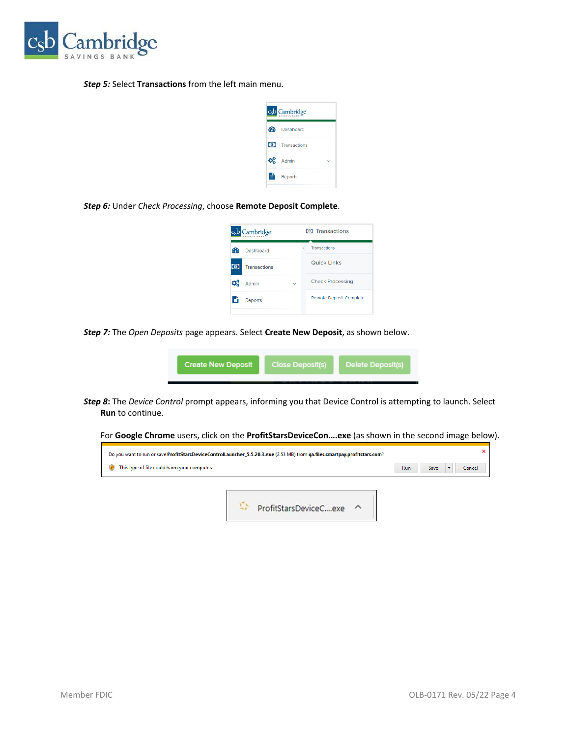***Step 5:*** Select **Transactions** from the left main menu.

***Step 6:*** Under *Check Processing*, choose **Remote Deposit Complete**.

***Step 7:*** The *Open Deposits* page appears. Select **Create New Deposit**, as shown below.

***Step 8*****:** The *Device Control* prompt appears, informing you that Device Control is attempting to launch. Select **Run** to continue.

For **Google Chrome** users, click on the **ProfitStarsDeviceCon….exe** (as shown in the second image below).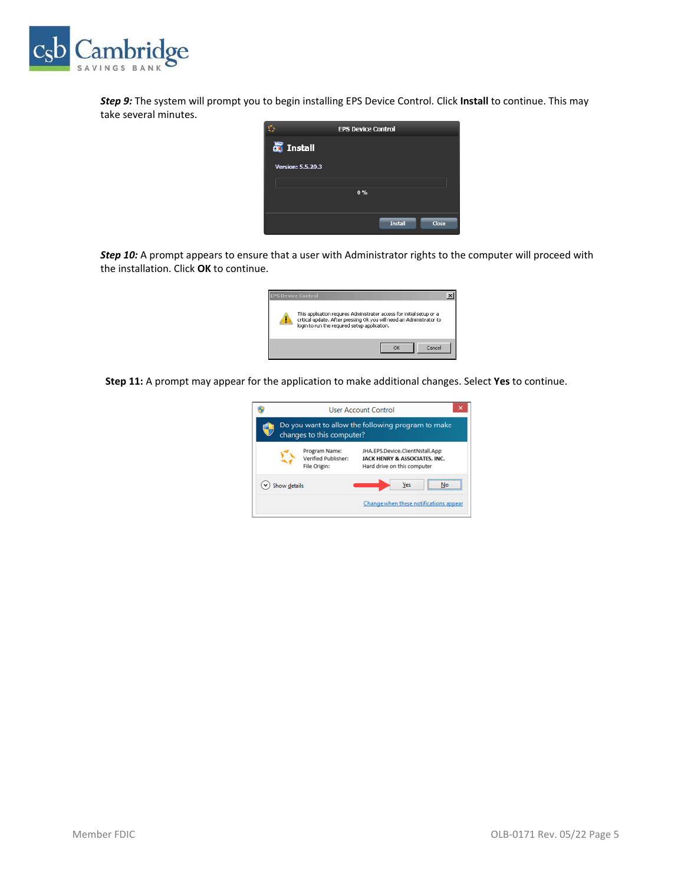***Step 9:*** The system will prompt you to begin installing EPS Device Control. Click **Install** to continue. This may take several minutes.

***Step 10:*** A prompt appears to ensure that a user with Administrator rights to the computer will proceed with the installation. Click **OK** to continue.

**Step 11:** A prompt may appear for the application to make additional changes. Select **Yes** to continue.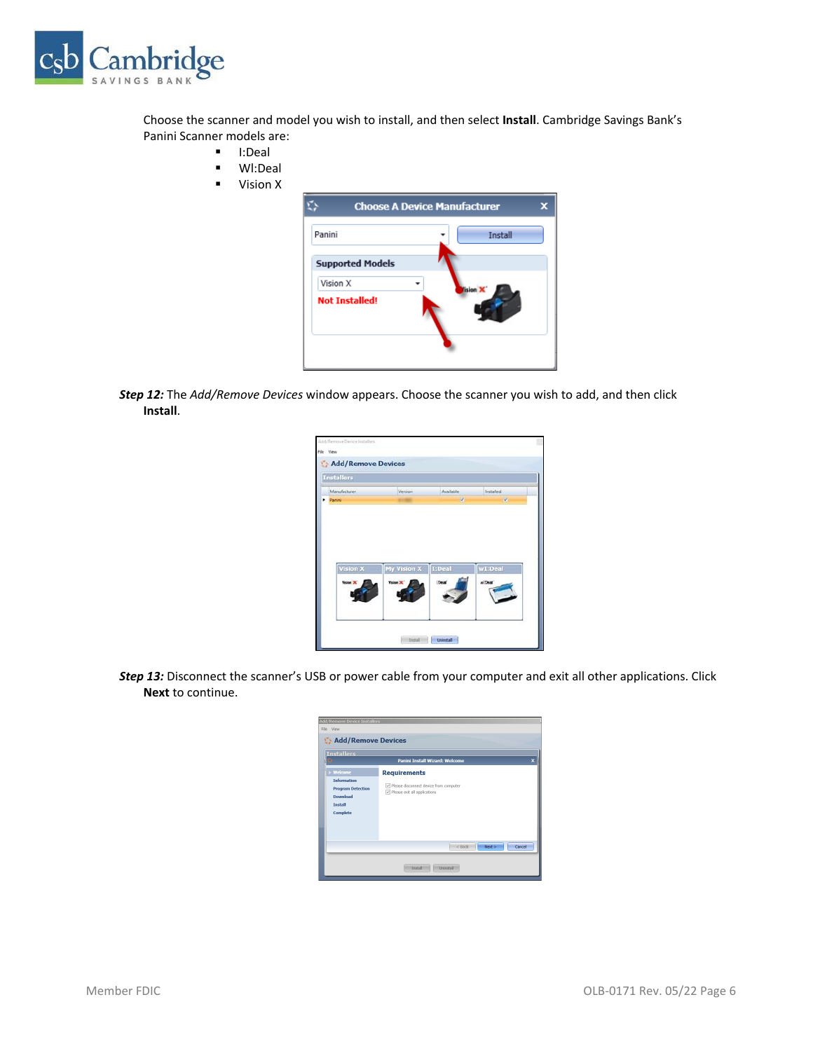Choose the scanner and model you wish to install, and then select **Install**. Cambridge Savings Bank's Panini Scanner models are:

- I:Deal
- WI:Deal
- Vision X

***Step 12:*** The *Add/Remove Devices* window appears. Choose the scanner you wish to add, and then click **Install**.

***Step 13:*** Disconnect the scanner's USB or power cable from your computer and exit all other applications. Click **Next** to continue.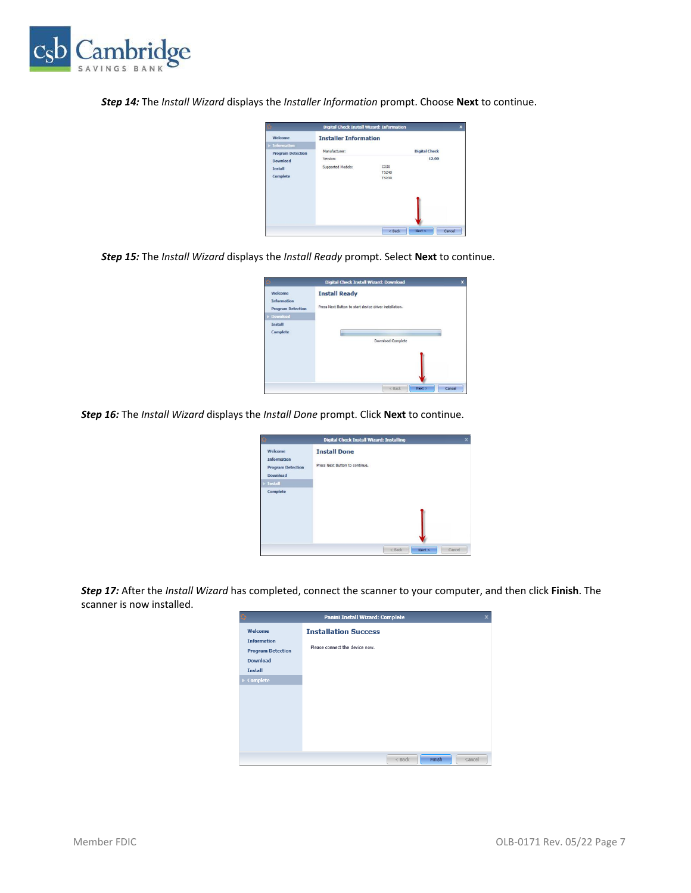***Step 14:*** The *Install Wizard* displays the *Installer Information* prompt. Choose **Next** to continue.

***Step 15:*** The *Install Wizard* displays the *Install Ready* prompt. Select **Next** to continue.

***Step 16:*** The *Install Wizard* displays the *Install Done* prompt. Click **Next** to continue.

***Step 17:*** After the *Install Wizard* has completed, connect the scanner to your computer, and then click **Finish**. The scanner is now installed.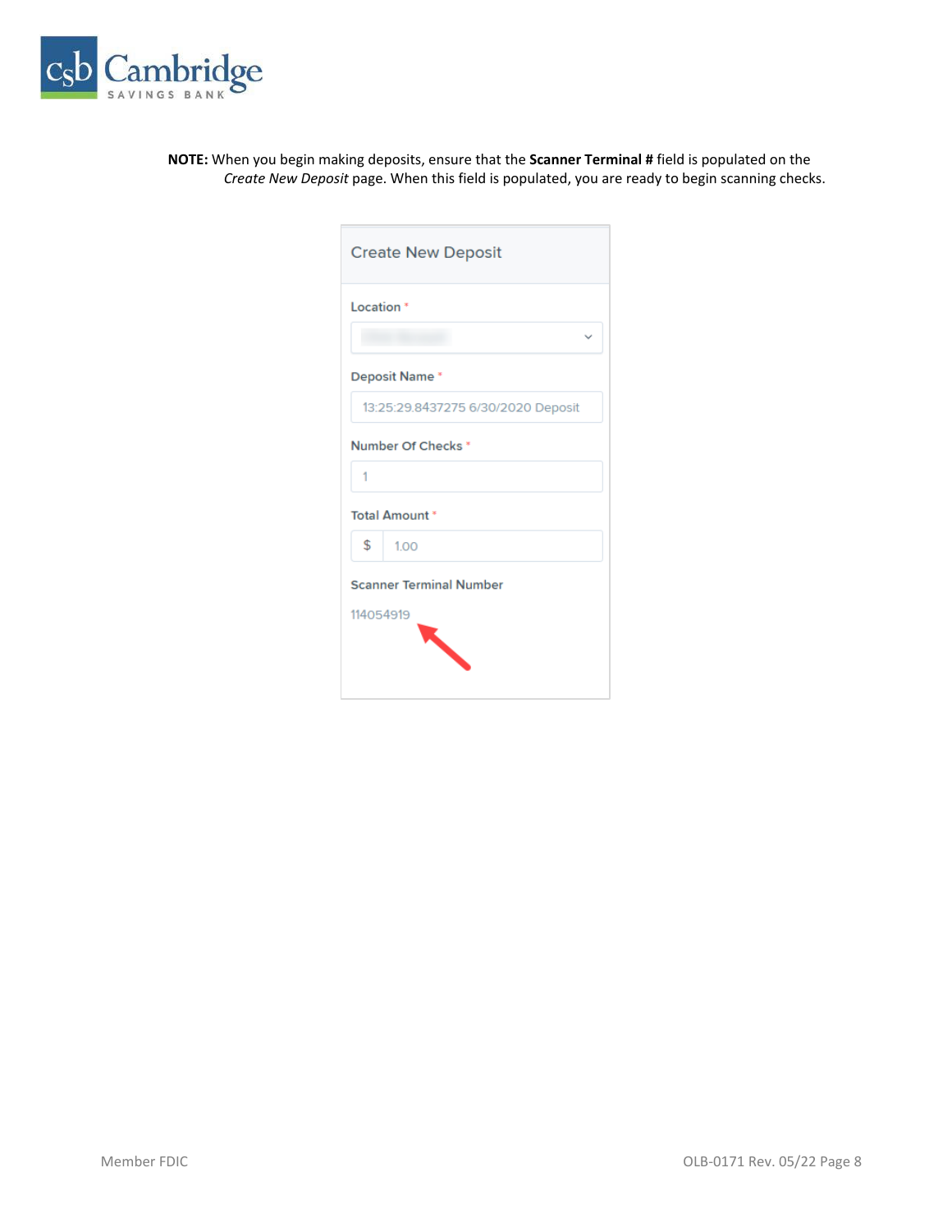**NOTE:** When you begin making deposits, ensure that the **Scanner Terminal #** field is populated on the *Create New Deposit* page. When this field is populated, you are ready to begin scanning checks.

Create New Deposit

Location *

Deposit Name *

13:25:29.8437275 6/30/2020 Deposit

Number Of Checks *

1

Total Amount *

$ 1.00

Scanner Terminal Number

114054919